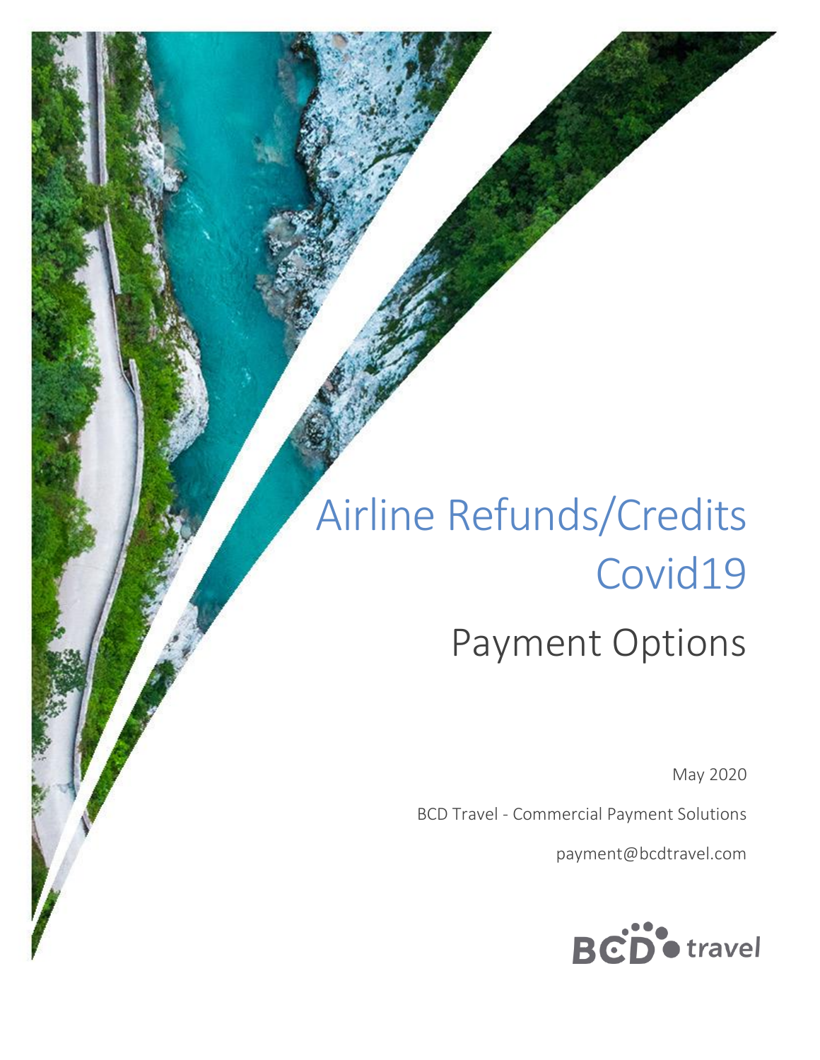# Airline Refunds/Credits Covid19

## Payment Options

May 2020

BCD Travel - Commercial Payment Solutions

payment@bcdtravel.com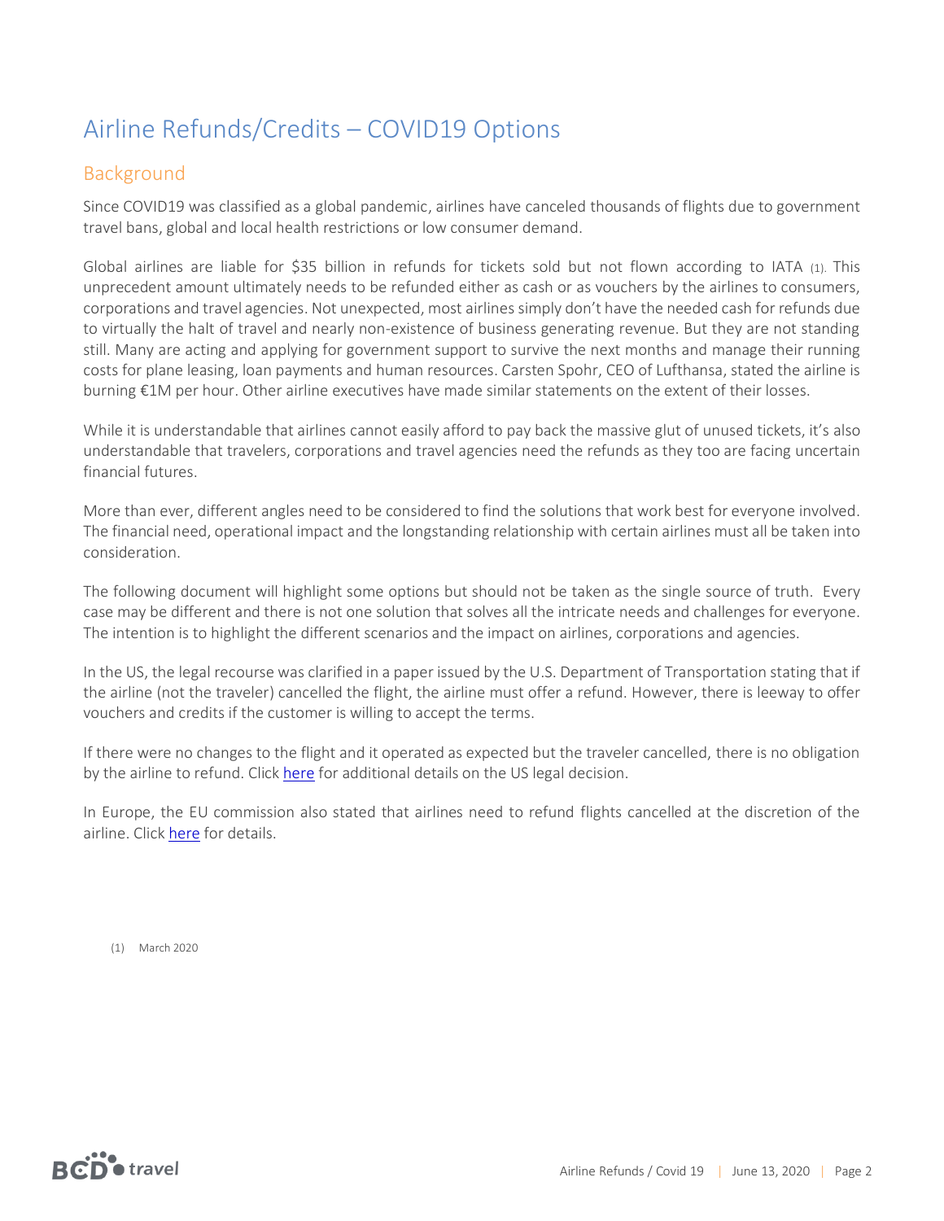# Airline Refunds/Credits – COVID19 Options

## Background

Since COVID19 was classified as a global pandemic, airlines have canceled thousands of flights due to government travel bans, global and local health restrictions or low consumer demand.

Global airlines are liable for $35 billion in refunds for tickets sold but not flown according to IATA (1). This unprecedent amount ultimately needs to be refunded either as cash or as vouchers by the airlines to consumers, corporations and travel agencies. Not unexpected, most airlines simply don't have the needed cash for refunds due to virtually the halt of travel and nearly non-existence of business generating revenue. But they are not standing still. Many are acting and applying for government support to survive the next months and manage their running costs for plane leasing, loan payments and human resources. Carsten Spohr, CEO of Lufthansa, stated the airline is burning €1M per hour. Other airline executives have made similar statements on the extent of their losses.

While it is understandable that airlines cannot easily afford to pay back the massive glut of unused tickets, it's also understandable that travelers, corporations and travel agencies need the refunds as they too are facing uncertain financial futures.

More than ever, different angles need to be considered to find the solutions that work best for everyone involved. The financial need, operational impact and the longstanding relationship with certain airlines must all be taken into consideration.

The following document will highlight some options but should not be taken as the single source of truth. Every case may be different and there is not one solution that solves all the intricate needs and challenges for everyone. The intention is to highlight the different scenarios and the impact on airlines, corporations and agencies.

In the US, the legal recourse was clarified in a paper issued by the U.S. Department of Transportation stating that if the airline (not the traveler) cancelled the flight, the airline must offer a refund. However, there is leeway to offer vouchers and credits if the customer is willing to accept the terms.

If there were no changes to the flight and it operated as expected but the traveler cancelled, there is no obligation by the airline to refund. Click here for additional details on the US legal decision.

In Europe, the EU commission also stated that airlines need to refund flights cancelled at the discretion of the airline. Click here for details.

(1) March 2020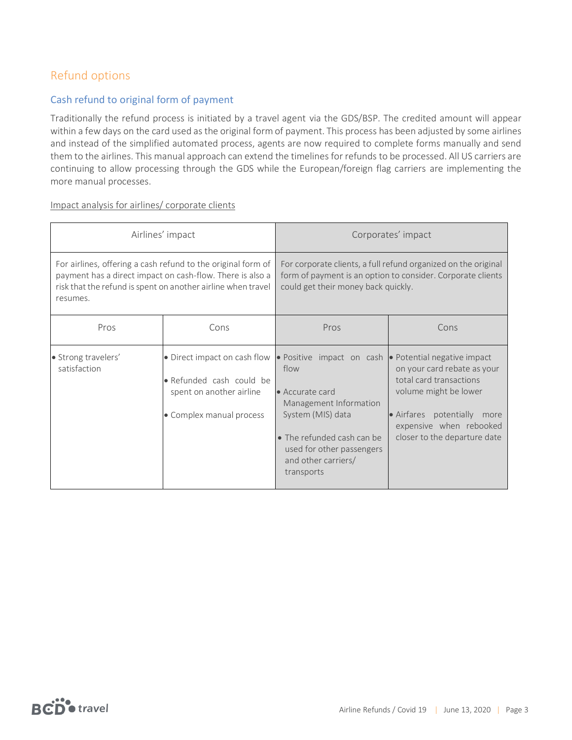## Refund options

### Cash refund to original form of payment

Traditionally the refund process is initiated by a travel agent via the GDS/BSP. The credited amount will appear within a few days on the card used as the original form of payment. This process has been adjusted by some airlines and instead of the simplified automated process, agents are now required to complete forms manually and send them to the airlines. This manual approach can extend the timelines for refunds to be processed. All US carriers are continuing to allow processing through the GDS while the European/foreign flag carriers are implementing the more manual processes.

Impact analysis for airlines/ corporate clients

| Airlines' impact | | Corporates' impact | |
|---|---|---|---|
| For airlines, offering a cash refund to the original form of payment has a direct impact on cash-flow. There is also a risk that the refund is spent on another airline when travel resumes. | | For corporate clients, a full refund organized on the original form of payment is an option to consider. Corporate clients could get their money back quickly. | |
| Pros | Cons | Pros | Cons |
| • Strong travelers' satisfaction | • Direct impact on cash flow<br>• Refunded cash could be spent on another airline<br>• Complex manual process | • Positive impact on cash flow<br>• Accurate card Management Information System (MIS) data<br>• The refunded cash can be used for other passengers and other carriers/ transports | • Potential negative impact on your card rebate as your total card transactions volume might be lower<br>• Airfares potentially more expensive when rebooked closer to the departure date |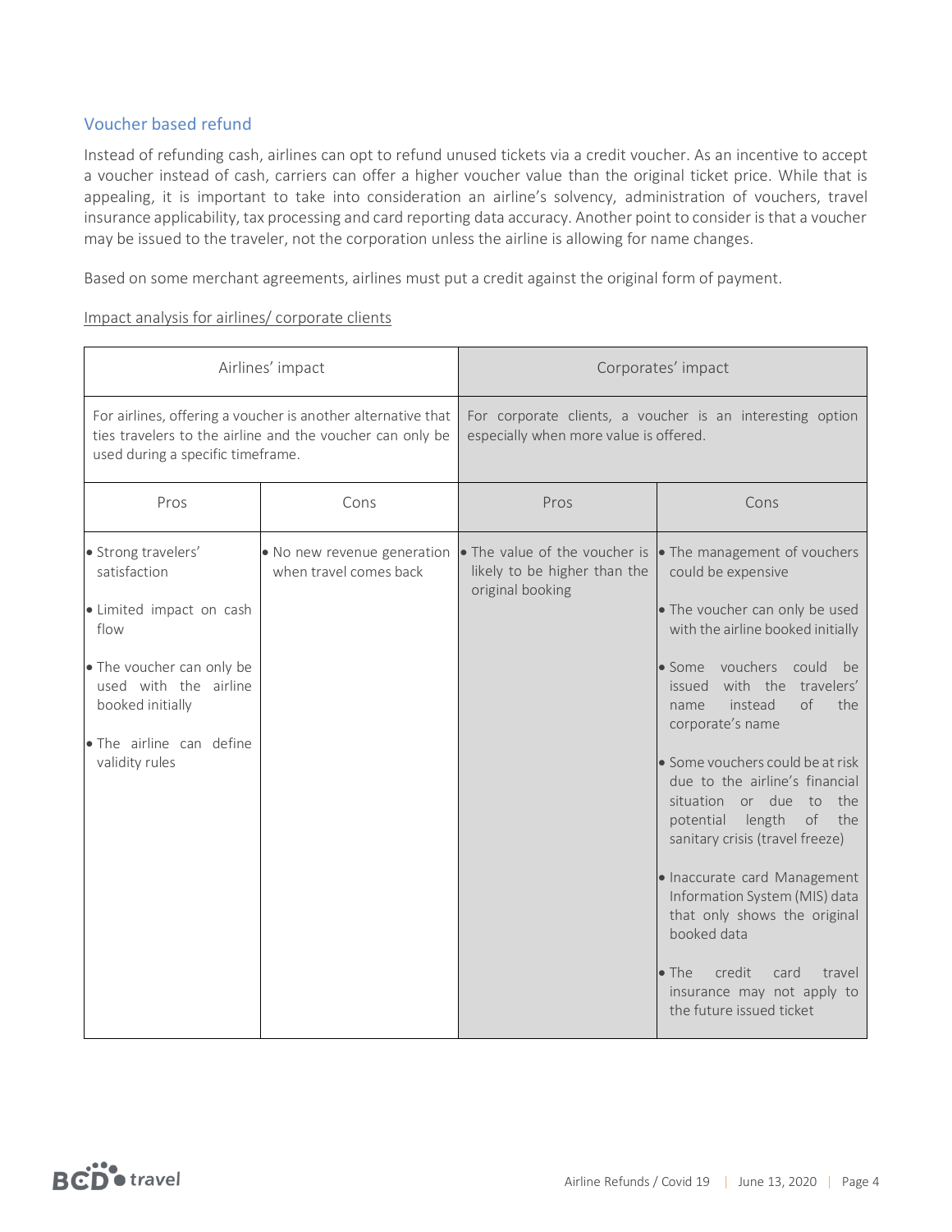## Voucher based refund

Instead of refunding cash, airlines can opt to refund unused tickets via a credit voucher. As an incentive to accept a voucher instead of cash, carriers can offer a higher voucher value than the original ticket price. While that is appealing, it is important to take into consideration an airline's solvency, administration of vouchers, travel insurance applicability, tax processing and card reporting data accuracy. Another point to consider is that a voucher may be issued to the traveler, not the corporation unless the airline is allowing for name changes.

Based on some merchant agreements, airlines must put a credit against the original form of payment.

Impact analysis for airlines/ corporate clients

| Airlines' impact | | Corporates' impact | |
|---|---|---|---|
| For airlines, offering a voucher is another alternative that ties travelers to the airline and the voucher can only be used during a specific timeframe. | | For corporate clients, a voucher is an interesting option especially when more value is offered. | |
| Pros | Cons | Pros | Cons |
| • Strong travelers' satisfaction<br>• Limited impact on cash flow<br>• The voucher can only be used with the airline booked initially<br>• The airline can define validity rules | • No new revenue generation when travel comes back | • The value of the voucher is likely to be higher than the original booking | • The management of vouchers could be expensive<br>• The voucher can only be used with the airline booked initially<br>• Some vouchers could be issued with the travelers' name instead of the corporate's name<br>• Some vouchers could be at risk due to the airline's financial situation or due to the potential length of the sanitary crisis (travel freeze)<br>• Inaccurate card Management Information System (MIS) data that only shows the original booked data<br>• The credit card travel insurance may not apply to the future issued ticket |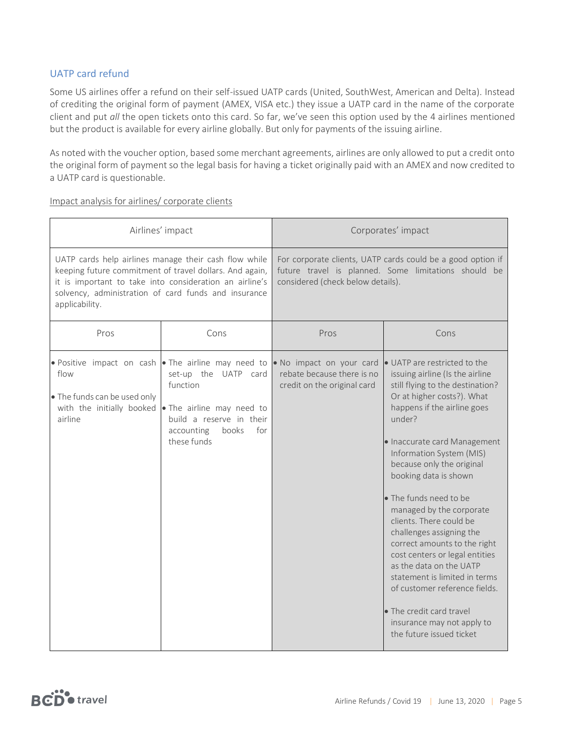## UATP card refund

Some US airlines offer a refund on their self-issued UATP cards (United, SouthWest, American and Delta). Instead of crediting the original form of payment (AMEX, VISA etc.) they issue a UATP card in the name of the corporate client and put *all* the open tickets onto this card. So far, we've seen this option used by the 4 airlines mentioned but the product is available for every airline globally. But only for payments of the issuing airline.

As noted with the voucher option, based some merchant agreements, airlines are only allowed to put a credit onto the original form of payment so the legal basis for having a ticket originally paid with an AMEX and now credited to a UATP card is questionable.

Impact analysis for airlines/ corporate clients

| Airlines' impact | | Corporates' impact | |
|---|---|---|---|
| UATP cards help airlines manage their cash flow while keeping future commitment of travel dollars. And again, it is important to take into consideration an airline's solvency, administration of card funds and insurance applicability. | | For corporate clients, UATP cards could be a good option if future travel is planned. Some limitations should be considered (check below details). | |
| Pros | Cons | Pros | Cons |
| • Positive impact on cash flow<br>• The funds can be used only with the initially booked airline | • The airline may need to set-up the UATP card function<br>• The airline may need to build a reserve in their accounting books for these funds | • No impact on your card rebate because there is no credit on the original card | • UATP are restricted to the issuing airline (Is the airline still flying to the destination? Or at higher costs?). What happens if the airline goes under?<br>• Inaccurate card Management Information System (MIS) because only the original booking data is shown<br>• The funds need to be managed by the corporate clients. There could be challenges assigning the correct amounts to the right cost centers or legal entities as the data on the UATP statement is limited in terms of customer reference fields.<br>• The credit card travel insurance may not apply to the future issued ticket |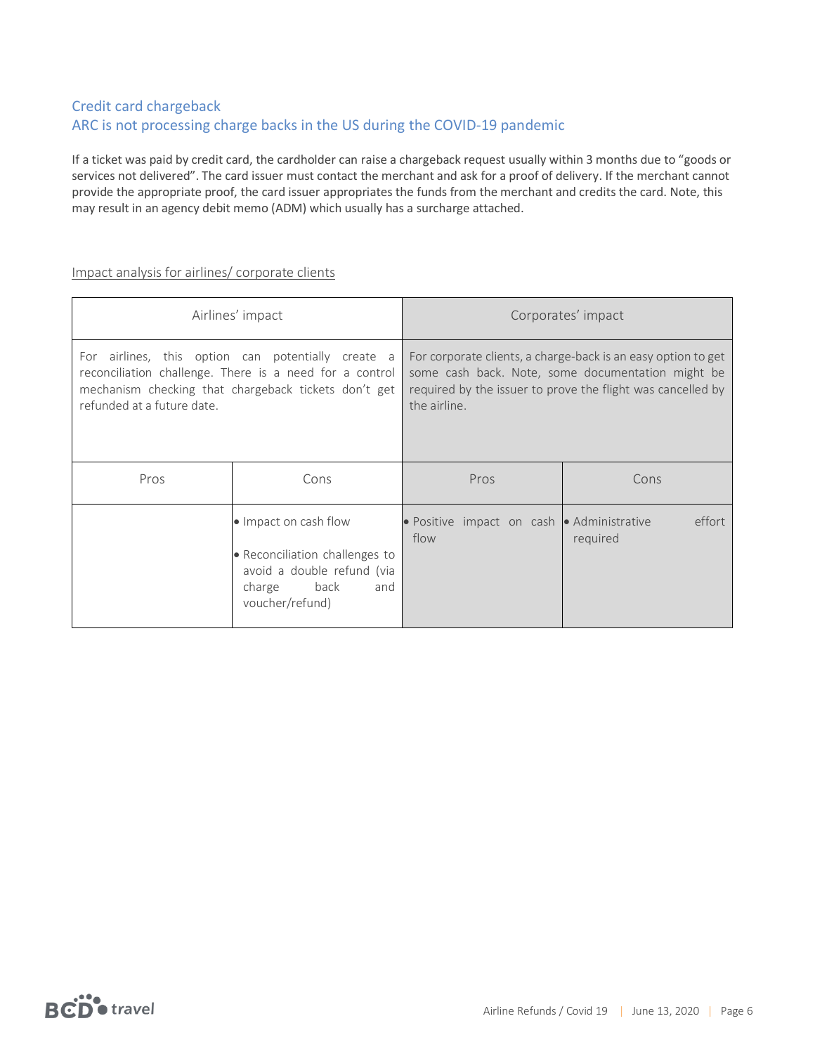## Credit card chargeback
## ARC is not processing charge backs in the US during the COVID-19 pandemic

If a ticket was paid by credit card, the cardholder can raise a chargeback request usually within 3 months due to "goods or services not delivered". The card issuer must contact the merchant and ask for a proof of delivery. If the merchant cannot provide the appropriate proof, the card issuer appropriates the funds from the merchant and credits the card. Note, this may result in an agency debit memo (ADM) which usually has a surcharge attached.

Impact analysis for airlines/ corporate clients

| Airlines' impact | | Corporates' impact | |
|---|---|---|---|
| For airlines, this option can potentially create a reconciliation challenge. There is a need for a control mechanism checking that chargeback tickets don't get refunded at a future date. | | For corporate clients, a charge-back is an easy option to get some cash back. Note, some documentation might be required by the issuer to prove the flight was cancelled by the airline. | |
| Pros | Cons | Pros | Cons |
| | • Impact on cash flow<br>• Reconciliation challenges to avoid a double refund (via charge back and voucher/refund) | • Positive impact on cash flow | • Administrative effort required |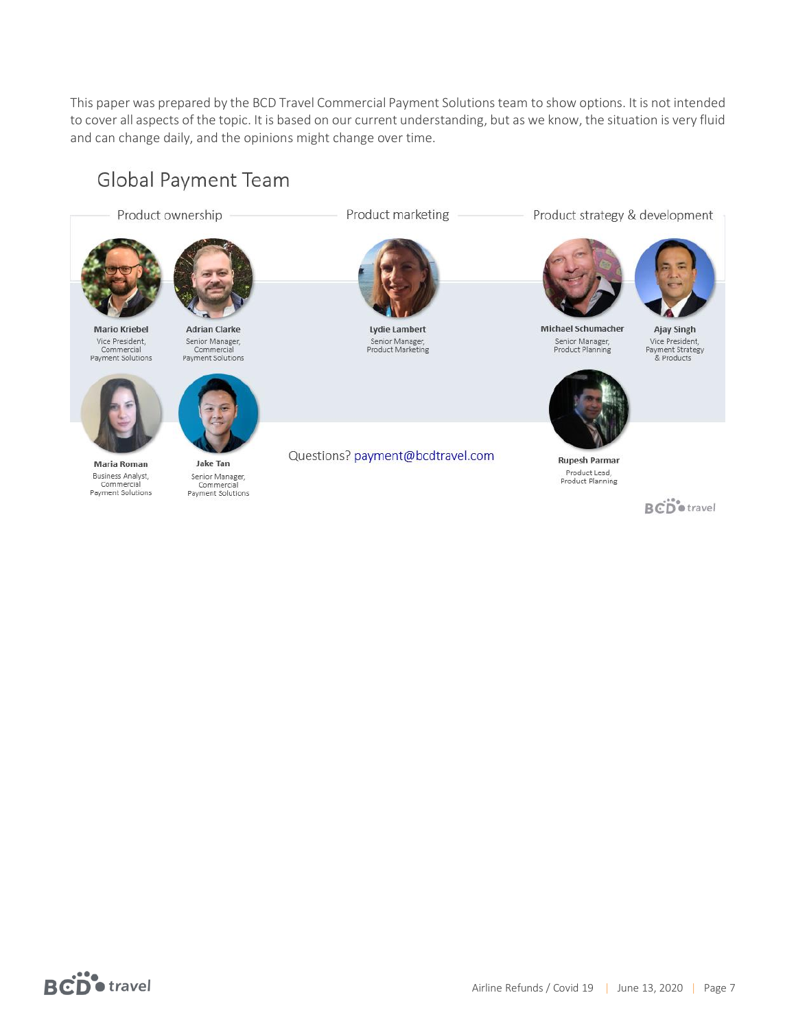This paper was prepared by the BCD Travel Commercial Payment Solutions team to show options. It is not intended to cover all aspects of the topic. It is based on our current understanding, but as we know, the situation is very fluid and can change daily, and the opinions might change over time.

## Global Payment Team

### Product ownership

**Mario Kriebel**
Vice President, Commercial Payment Solutions

**Adrian Clarke**
Senior Manager, Commercial Payment Solutions

**Maria Roman**
Business Analyst, Commercial Payment Solutions

**Jake Tan**
Senior Manager, Commercial Payment Solutions

### Product marketing

**Lydie Lambert**
Senior Manager, Product Marketing

### Product strategy & development

**Michael Schumacher**
Senior Manager, Product Planning

**Ajay Singh**
Vice President, Payment Strategy & Products

**Rupesh Parmar**
Product Lead, Product Planning

Questions? payment@bcdtravel.com